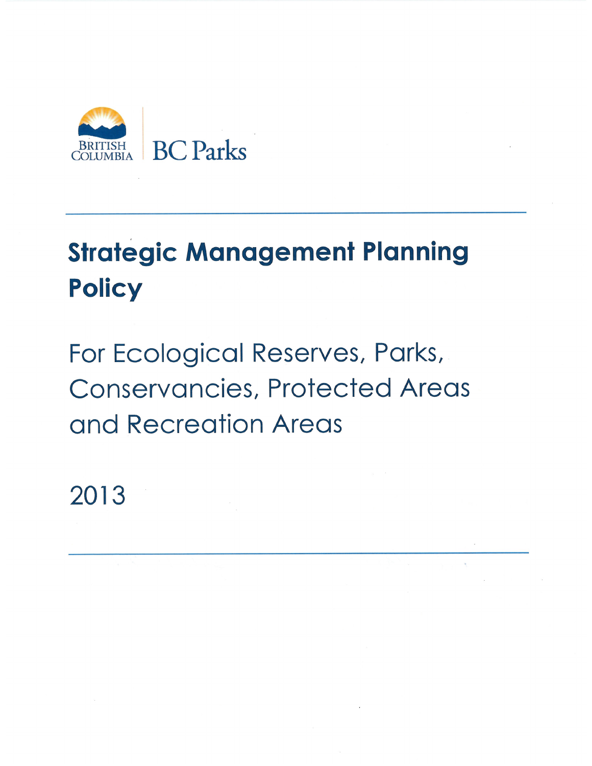BRITISH COLUMBIA | BC Parks

# Strategic Management Planning Policy

## For Ecological Reserves, Parks, Conservancies, Protected Areas and Recreation Areas

2013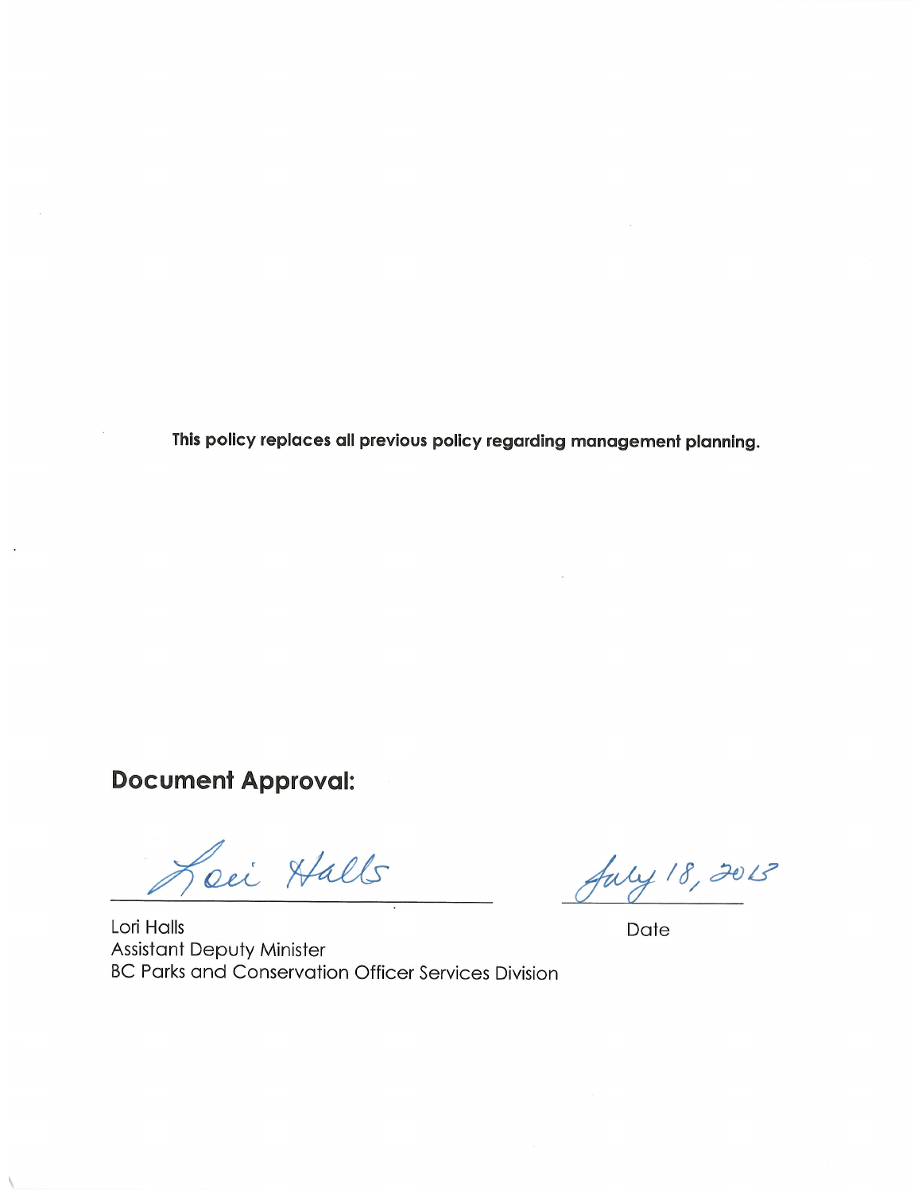**This policy replaces all previous policy regarding management planning.**

## Document Approval:

Lori Halls

Lori Halls
Assistant Deputy Minister
BC Parks and Conservation Officer Services Division

July 18, 2013

Date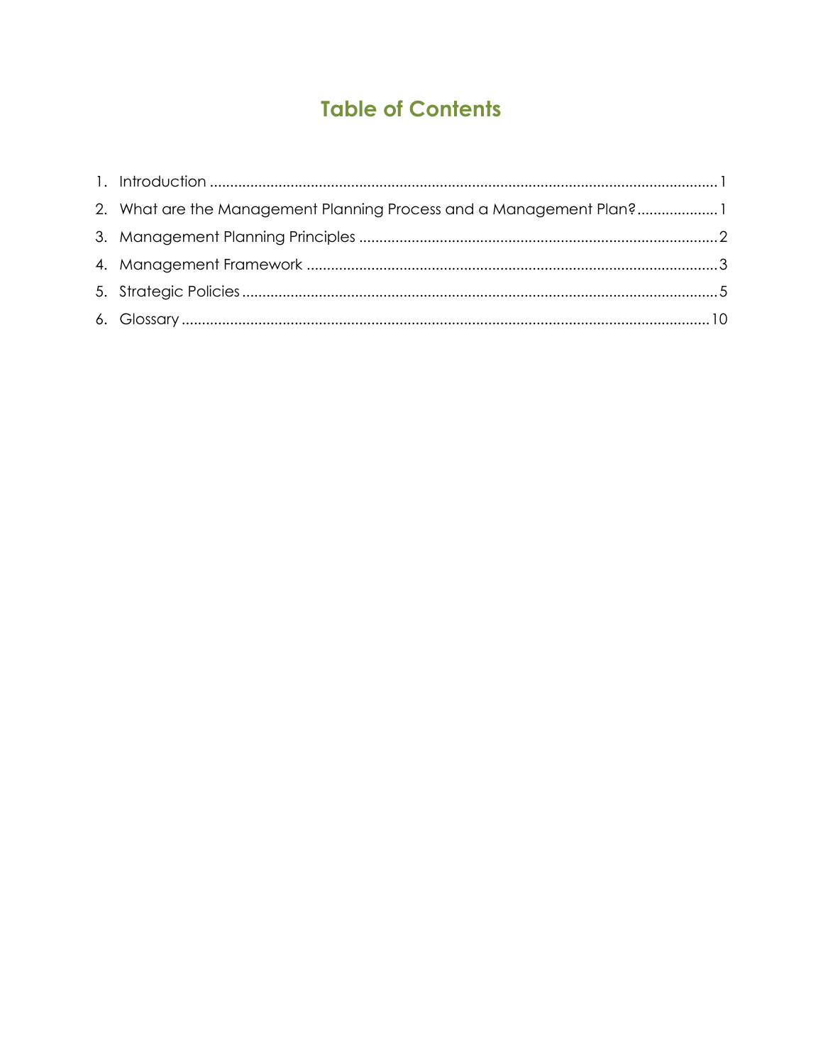# Table of Contents

1. Introduction ............................................................................................................................. 1
2. What are the Management Planning Process and a Management Plan?.................... 1
3. Management Planning Principles ........................................................................................ 2
4. Management Framework ..................................................................................................... 3
5. Strategic Policies ..................................................................................................................... 5
6. Glossary .................................................................................................................................. 10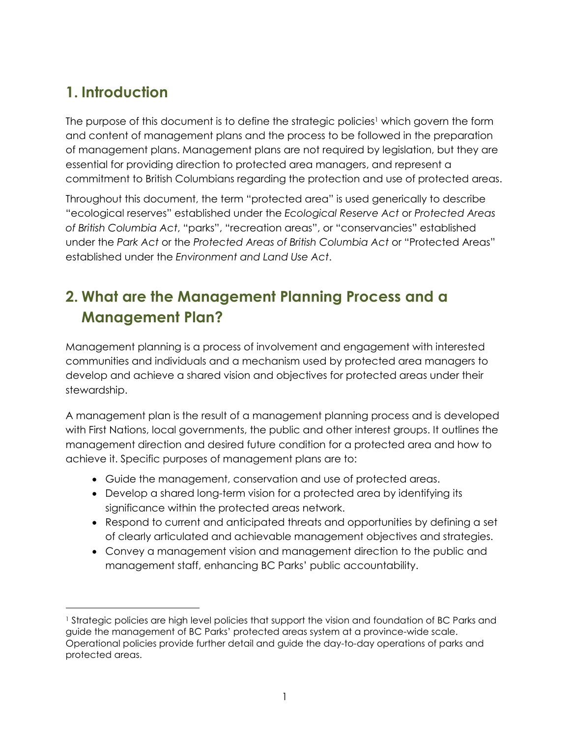## 1. Introduction

The purpose of this document is to define the strategic policies[1] which govern the form and content of management plans and the process to be followed in the preparation of management plans. Management plans are not required by legislation, but they are essential for providing direction to protected area managers, and represent a commitment to British Columbians regarding the protection and use of protected areas.

Throughout this document, the term "protected area" is used generically to describe "ecological reserves" established under the *Ecological Reserve Act* or *Protected Areas of British Columbia Act*, "parks", "recreation areas", or "conservancies" established under the *Park Act* or the *Protected Areas of British Columbia Act* or "Protected Areas" established under the *Environment and Land Use Act*.

## 2. What are the Management Planning Process and a Management Plan?

Management planning is a process of involvement and engagement with interested communities and individuals and a mechanism used by protected area managers to develop and achieve a shared vision and objectives for protected areas under their stewardship.

A management plan is the result of a management planning process and is developed with First Nations, local governments, the public and other interest groups. It outlines the management direction and desired future condition for a protected area and how to achieve it. Specific purposes of management plans are to:

- Guide the management, conservation and use of protected areas.
- Develop a shared long-term vision for a protected area by identifying its significance within the protected areas network.
- Respond to current and anticipated threats and opportunities by defining a set of clearly articulated and achievable management objectives and strategies.
- Convey a management vision and management direction to the public and management staff, enhancing BC Parks' public accountability.

---

[1] Strategic policies are high level policies that support the vision and foundation of BC Parks and guide the management of BC Parks' protected areas system at a province-wide scale. Operational policies provide further detail and guide the day-to-day operations of parks and protected areas.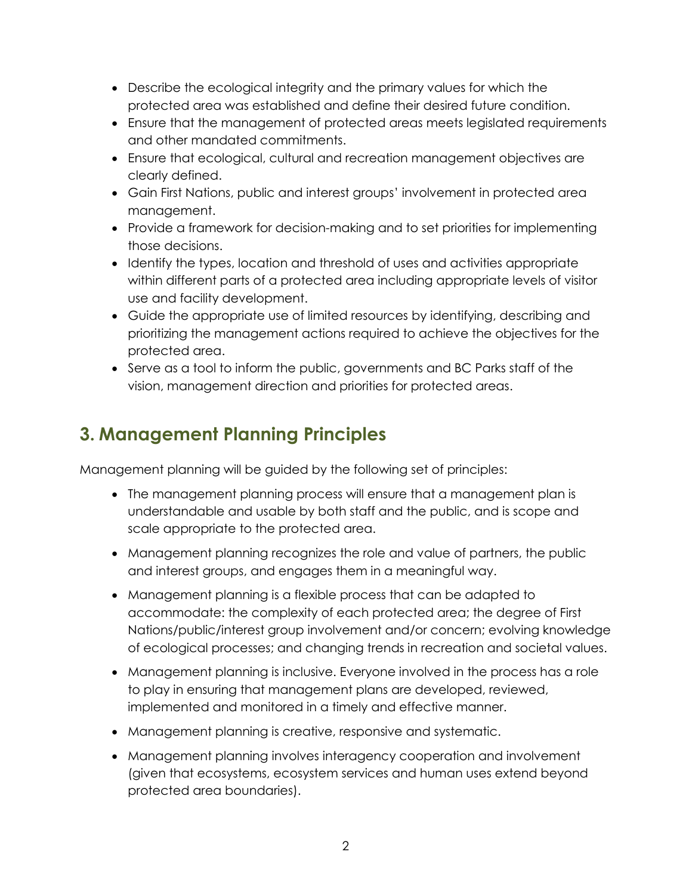- Describe the ecological integrity and the primary values for which the protected area was established and define their desired future condition.
- Ensure that the management of protected areas meets legislated requirements and other mandated commitments.
- Ensure that ecological, cultural and recreation management objectives are clearly defined.
- Gain First Nations, public and interest groups' involvement in protected area management.
- Provide a framework for decision-making and to set priorities for implementing those decisions.
- Identify the types, location and threshold of uses and activities appropriate within different parts of a protected area including appropriate levels of visitor use and facility development.
- Guide the appropriate use of limited resources by identifying, describing and prioritizing the management actions required to achieve the objectives for the protected area.
- Serve as a tool to inform the public, governments and BC Parks staff of the vision, management direction and priorities for protected areas.

## 3. Management Planning Principles

Management planning will be guided by the following set of principles:

- The management planning process will ensure that a management plan is understandable and usable by both staff and the public, and is scope and scale appropriate to the protected area.
- Management planning recognizes the role and value of partners, the public and interest groups, and engages them in a meaningful way.
- Management planning is a flexible process that can be adapted to accommodate: the complexity of each protected area; the degree of First Nations/public/interest group involvement and/or concern; evolving knowledge of ecological processes; and changing trends in recreation and societal values.
- Management planning is inclusive. Everyone involved in the process has a role to play in ensuring that management plans are developed, reviewed, implemented and monitored in a timely and effective manner.
- Management planning is creative, responsive and systematic.
- Management planning involves interagency cooperation and involvement (given that ecosystems, ecosystem services and human uses extend beyond protected area boundaries).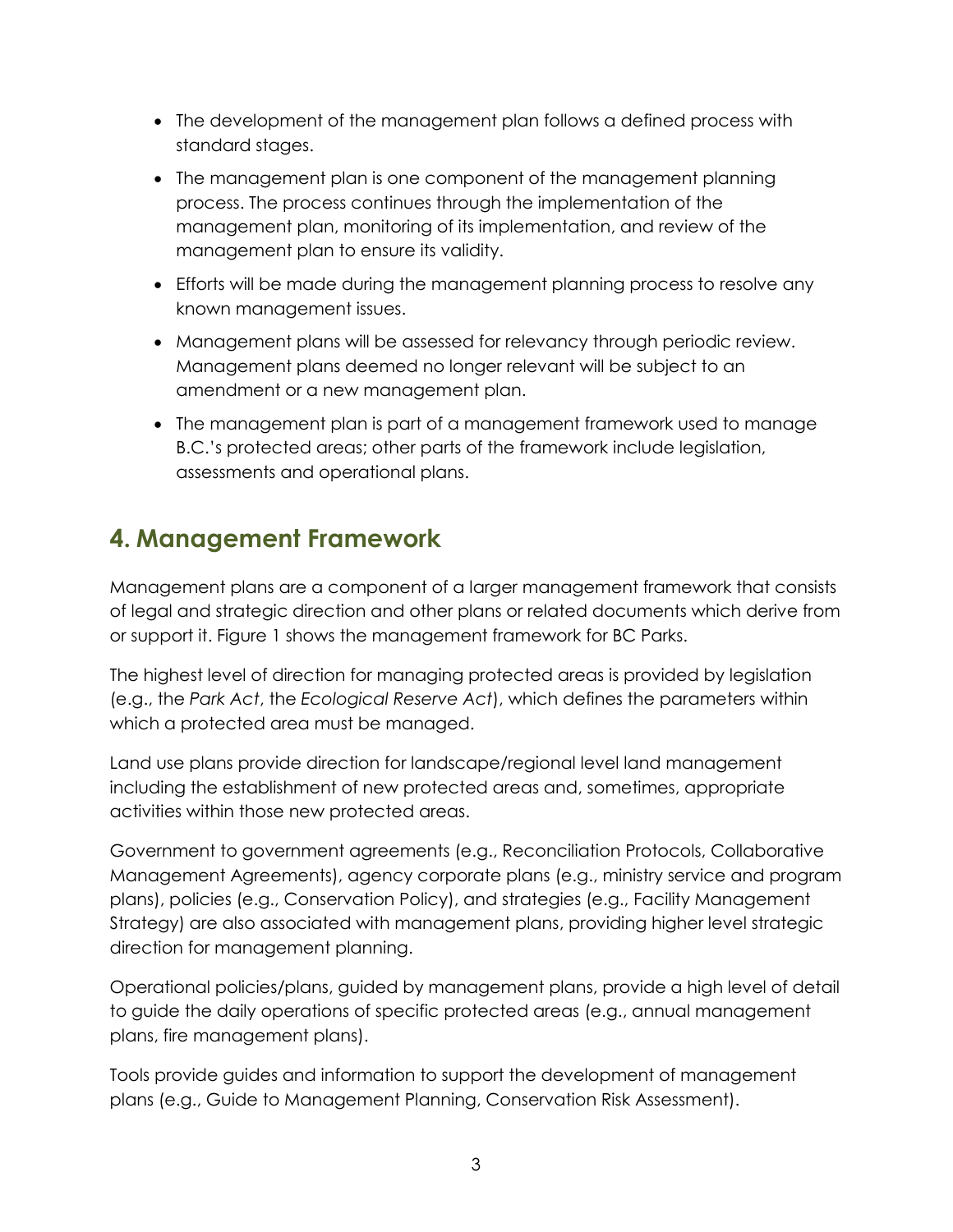- The development of the management plan follows a defined process with standard stages.
- The management plan is one component of the management planning process. The process continues through the implementation of the management plan, monitoring of its implementation, and review of the management plan to ensure its validity.
- Efforts will be made during the management planning process to resolve any known management issues.
- Management plans will be assessed for relevancy through periodic review. Management plans deemed no longer relevant will be subject to an amendment or a new management plan.
- The management plan is part of a management framework used to manage B.C.'s protected areas; other parts of the framework include legislation, assessments and operational plans.

## 4. Management Framework

Management plans are a component of a larger management framework that consists of legal and strategic direction and other plans or related documents which derive from or support it. Figure 1 shows the management framework for BC Parks.

The highest level of direction for managing protected areas is provided by legislation (e.g., the *Park Act*, the *Ecological Reserve Act*), which defines the parameters within which a protected area must be managed.

Land use plans provide direction for landscape/regional level land management including the establishment of new protected areas and, sometimes, appropriate activities within those new protected areas.

Government to government agreements (e.g., Reconciliation Protocols, Collaborative Management Agreements), agency corporate plans (e.g., ministry service and program plans), policies (e.g., Conservation Policy), and strategies (e.g., Facility Management Strategy) are also associated with management plans, providing higher level strategic direction for management planning.

Operational policies/plans, guided by management plans, provide a high level of detail to guide the daily operations of specific protected areas (e.g., annual management plans, fire management plans).

Tools provide guides and information to support the development of management plans (e.g., Guide to Management Planning, Conservation Risk Assessment).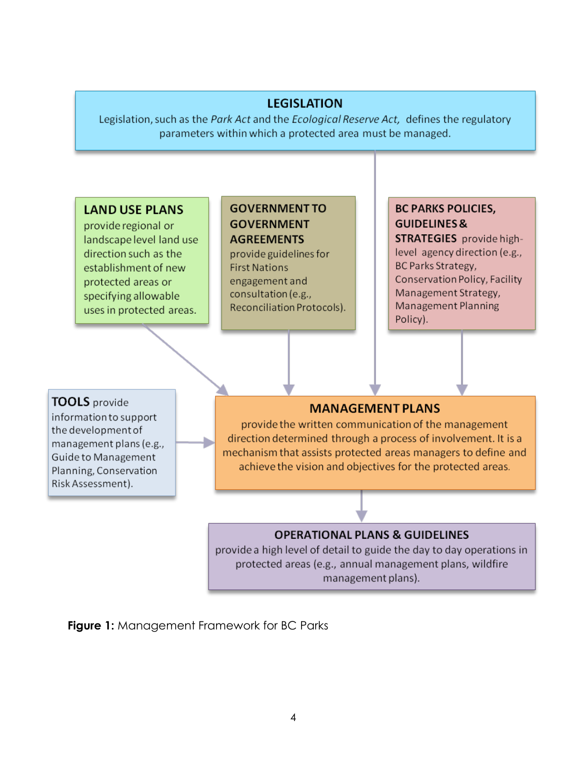**LEGISLATION**
Legislation, such as the *Park Act* and the *Ecological Reserve Act,* defines the regulatory parameters within which a protected area must be managed.

**LAND USE PLANS** provide regional or landscape level land use direction such as the establishment of new protected areas or specifying allowable uses in protected areas.

**GOVERNMENT TO GOVERNMENT AGREEMENTS** provide guidelines for First Nations engagement and consultation (e.g., Reconciliation Protocols).

**BC PARKS POLICIES, GUIDELINES & STRATEGIES** provide high-level agency direction (e.g., BC Parks Strategy, Conservation Policy, Facility Management Strategy, Management Planning Policy).

**TOOLS** provide information to support the development of management plans (e.g., Guide to Management Planning, Conservation Risk Assessment).

**MANAGEMENT PLANS**
provide the written communication of the management direction determined through a process of involvement. It is a mechanism that assists protected areas managers to define and achieve the vision and objectives for the protected areas.

**OPERATIONAL PLANS & GUIDELINES**
provide a high level of detail to guide the day to day operations in protected areas (e.g., annual management plans, wildfire management plans).

**Figure 1:** Management Framework for BC Parks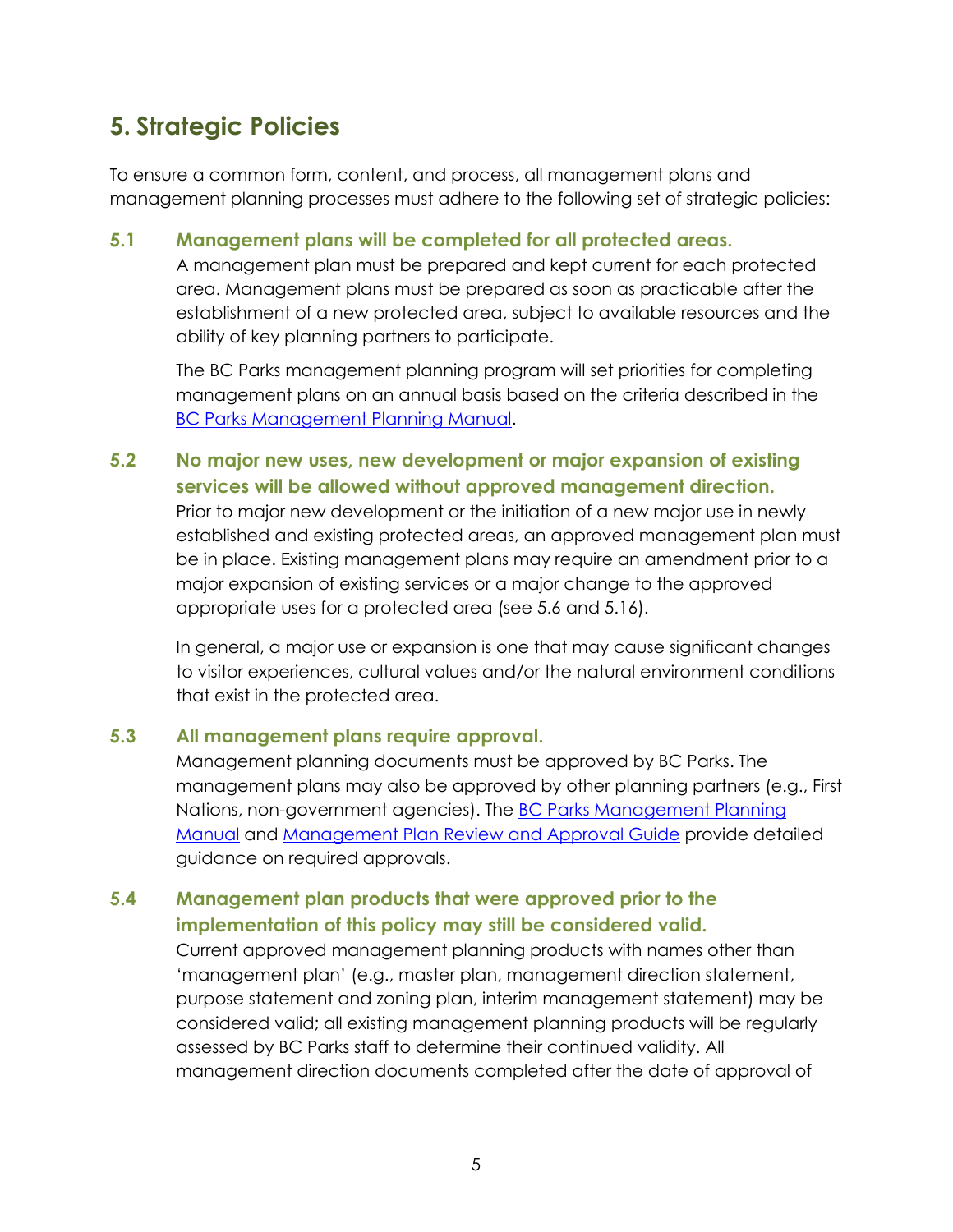## 5. Strategic Policies

To ensure a common form, content, and process, all management plans and management planning processes must adhere to the following set of strategic policies:

### 5.1 Management plans will be completed for all protected areas.

A management plan must be prepared and kept current for each protected area. Management plans must be prepared as soon as practicable after the establishment of a new protected area, subject to available resources and the ability of key planning partners to participate.

The BC Parks management planning program will set priorities for completing management plans on an annual basis based on the criteria described in the BC Parks Management Planning Manual.

### 5.2 No major new uses, new development or major expansion of existing services will be allowed without approved management direction.

Prior to major new development or the initiation of a new major use in newly established and existing protected areas, an approved management plan must be in place. Existing management plans may require an amendment prior to a major expansion of existing services or a major change to the approved appropriate uses for a protected area (see 5.6 and 5.16).

In general, a major use or expansion is one that may cause significant changes to visitor experiences, cultural values and/or the natural environment conditions that exist in the protected area.

### 5.3 All management plans require approval.

Management planning documents must be approved by BC Parks. The management plans may also be approved by other planning partners (e.g., First Nations, non-government agencies). The BC Parks Management Planning Manual and Management Plan Review and Approval Guide provide detailed guidance on required approvals.

### 5.4 Management plan products that were approved prior to the implementation of this policy may still be considered valid.

Current approved management planning products with names other than 'management plan' (e.g., master plan, management direction statement, purpose statement and zoning plan, interim management statement) may be considered valid; all existing management planning products will be regularly assessed by BC Parks staff to determine their continued validity. All management direction documents completed after the date of approval of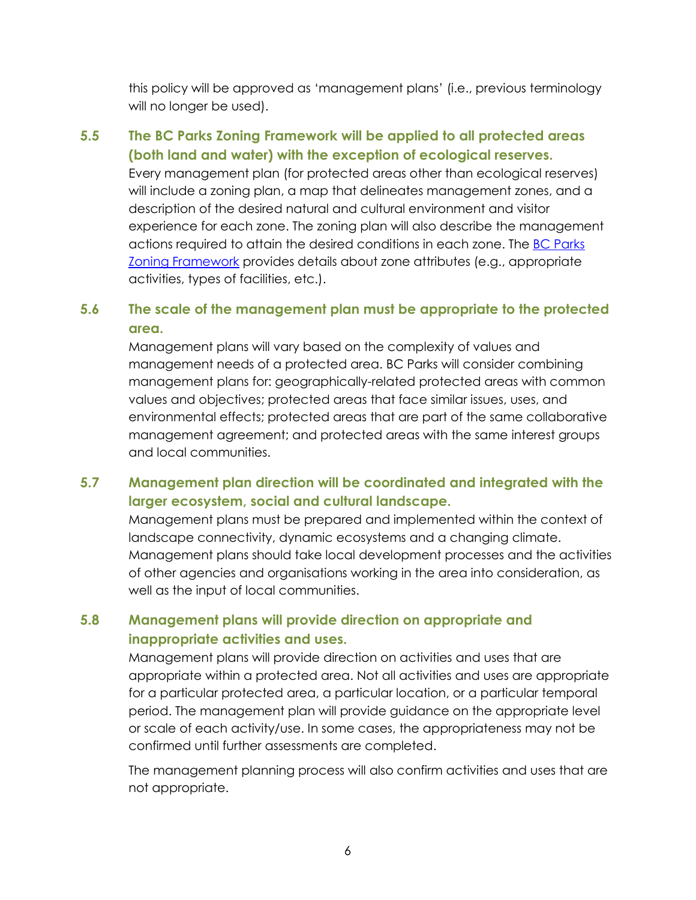this policy will be approved as 'management plans' (i.e., previous terminology will no longer be used).

### 5.5 The BC Parks Zoning Framework will be applied to all protected areas (both land and water) with the exception of ecological reserves.

Every management plan (for protected areas other than ecological reserves) will include a zoning plan, a map that delineates management zones, and a description of the desired natural and cultural environment and visitor experience for each zone. The zoning plan will also describe the management actions required to attain the desired conditions in each zone. The BC Parks Zoning Framework provides details about zone attributes (e.g., appropriate activities, types of facilities, etc.).

### 5.6 The scale of the management plan must be appropriate to the protected area.

Management plans will vary based on the complexity of values and management needs of a protected area. BC Parks will consider combining management plans for: geographically-related protected areas with common values and objectives; protected areas that face similar issues, uses, and environmental effects; protected areas that are part of the same collaborative management agreement; and protected areas with the same interest groups and local communities.

### 5.7 Management plan direction will be coordinated and integrated with the larger ecosystem, social and cultural landscape.

Management plans must be prepared and implemented within the context of landscape connectivity, dynamic ecosystems and a changing climate. Management plans should take local development processes and the activities of other agencies and organisations working in the area into consideration, as well as the input of local communities.

### 5.8 Management plans will provide direction on appropriate and inappropriate activities and uses.

Management plans will provide direction on activities and uses that are appropriate within a protected area. Not all activities and uses are appropriate for a particular protected area, a particular location, or a particular temporal period. The management plan will provide guidance on the appropriate level or scale of each activity/use. In some cases, the appropriateness may not be confirmed until further assessments are completed.

The management planning process will also confirm activities and uses that are not appropriate.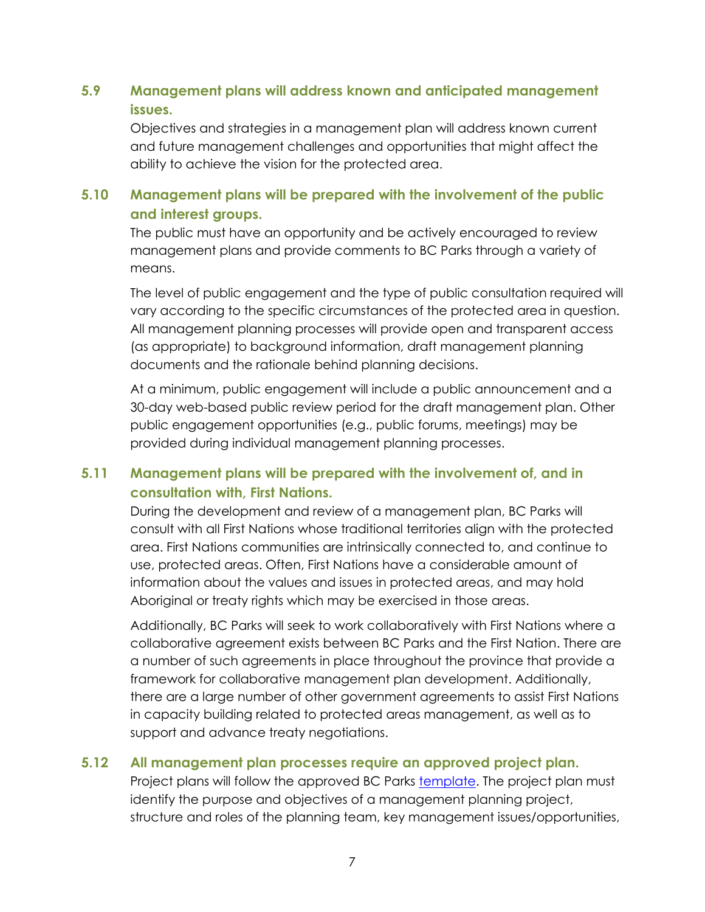### 5.9 Management plans will address known and anticipated management issues.

Objectives and strategies in a management plan will address known current and future management challenges and opportunities that might affect the ability to achieve the vision for the protected area.

### 5.10 Management plans will be prepared with the involvement of the public and interest groups.

The public must have an opportunity and be actively encouraged to review management plans and provide comments to BC Parks through a variety of means.

The level of public engagement and the type of public consultation required will vary according to the specific circumstances of the protected area in question. All management planning processes will provide open and transparent access (as appropriate) to background information, draft management planning documents and the rationale behind planning decisions.

At a minimum, public engagement will include a public announcement and a 30-day web-based public review period for the draft management plan. Other public engagement opportunities (e.g., public forums, meetings) may be provided during individual management planning processes.

### 5.11 Management plans will be prepared with the involvement of, and in consultation with, First Nations.

During the development and review of a management plan, BC Parks will consult with all First Nations whose traditional territories align with the protected area. First Nations communities are intrinsically connected to, and continue to use, protected areas. Often, First Nations have a considerable amount of information about the values and issues in protected areas, and may hold Aboriginal or treaty rights which may be exercised in those areas.

Additionally, BC Parks will seek to work collaboratively with First Nations where a collaborative agreement exists between BC Parks and the First Nation. There are a number of such agreements in place throughout the province that provide a framework for collaborative management plan development. Additionally, there are a large number of other government agreements to assist First Nations in capacity building related to protected areas management, as well as to support and advance treaty negotiations.

### 5.12 All management plan processes require an approved project plan.

Project plans will follow the approved BC Parks template. The project plan must identify the purpose and objectives of a management planning project, structure and roles of the planning team, key management issues/opportunities,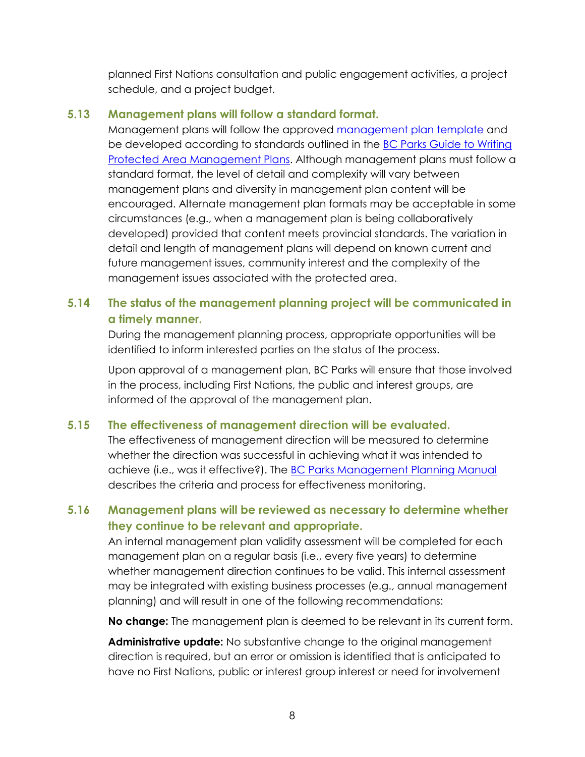planned First Nations consultation and public engagement activities, a project schedule, and a project budget.

### 5.13 Management plans will follow a standard format.

Management plans will follow the approved management plan template and be developed according to standards outlined in the BC Parks Guide to Writing Protected Area Management Plans. Although management plans must follow a standard format, the level of detail and complexity will vary between management plans and diversity in management plan content will be encouraged. Alternate management plan formats may be acceptable in some circumstances (e.g., when a management plan is being collaboratively developed) provided that content meets provincial standards. The variation in detail and length of management plans will depend on known current and future management issues, community interest and the complexity of the management issues associated with the protected area.

### 5.14 The status of the management planning project will be communicated in a timely manner.

During the management planning process, appropriate opportunities will be identified to inform interested parties on the status of the process.

Upon approval of a management plan, BC Parks will ensure that those involved in the process, including First Nations, the public and interest groups, are informed of the approval of the management plan.

### 5.15 The effectiveness of management direction will be evaluated.

The effectiveness of management direction will be measured to determine whether the direction was successful in achieving what it was intended to achieve (i.e., was it effective?). The BC Parks Management Planning Manual describes the criteria and process for effectiveness monitoring.

### 5.16 Management plans will be reviewed as necessary to determine whether they continue to be relevant and appropriate.

An internal management plan validity assessment will be completed for each management plan on a regular basis (i.e., every five years) to determine whether management direction continues to be valid. This internal assessment may be integrated with existing business processes (e.g., annual management planning) and will result in one of the following recommendations:

**No change:** The management plan is deemed to be relevant in its current form.

**Administrative update:** No substantive change to the original management direction is required, but an error or omission is identified that is anticipated to have no First Nations, public or interest group interest or need for involvement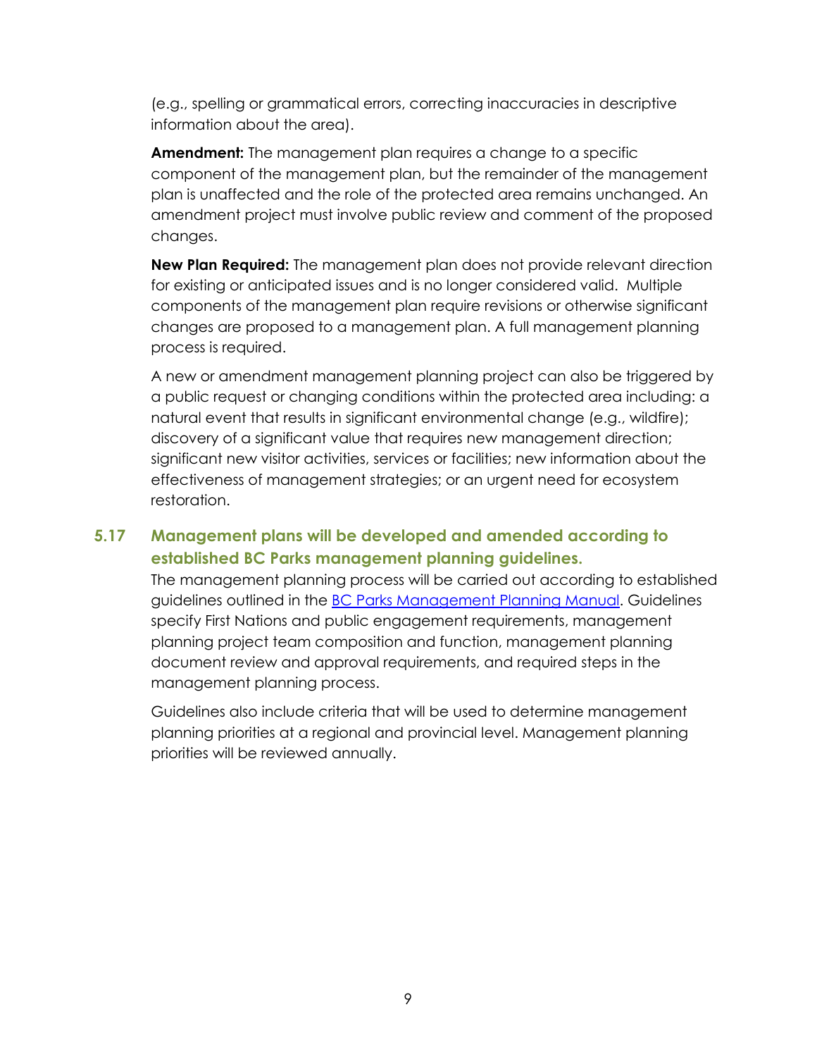(e.g., spelling or grammatical errors, correcting inaccuracies in descriptive information about the area).

**Amendment:** The management plan requires a change to a specific component of the management plan, but the remainder of the management plan is unaffected and the role of the protected area remains unchanged. An amendment project must involve public review and comment of the proposed changes.

**New Plan Required:** The management plan does not provide relevant direction for existing or anticipated issues and is no longer considered valid. Multiple components of the management plan require revisions or otherwise significant changes are proposed to a management plan. A full management planning process is required.

A new or amendment management planning project can also be triggered by a public request or changing conditions within the protected area including: a natural event that results in significant environmental change (e.g., wildfire); discovery of a significant value that requires new management direction; significant new visitor activities, services or facilities; new information about the effectiveness of management strategies; or an urgent need for ecosystem restoration.

### 5.17 Management plans will be developed and amended according to established BC Parks management planning guidelines.

The management planning process will be carried out according to established guidelines outlined in the [BC Parks Management Planning Manual](). Guidelines specify First Nations and public engagement requirements, management planning project team composition and function, management planning document review and approval requirements, and required steps in the management planning process.

Guidelines also include criteria that will be used to determine management planning priorities at a regional and provincial level. Management planning priorities will be reviewed annually.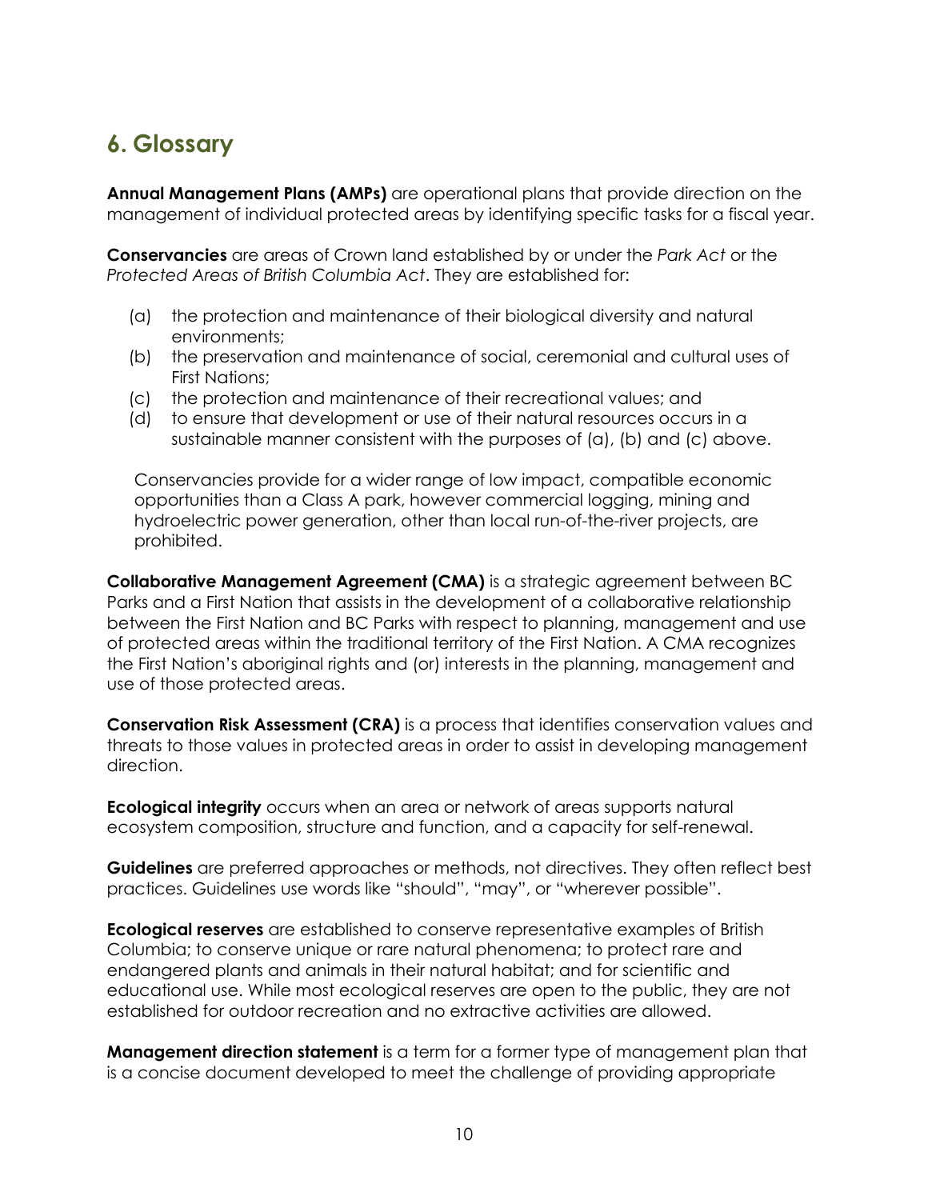## 6. Glossary

**Annual Management Plans (AMPs)** are operational plans that provide direction on the management of individual protected areas by identifying specific tasks for a fiscal year.

**Conservancies** are areas of Crown land established by or under the *Park Act* or the *Protected Areas of British Columbia Act*. They are established for:

(a) the protection and maintenance of their biological diversity and natural environments;
(b) the preservation and maintenance of social, ceremonial and cultural uses of First Nations;
(c) the protection and maintenance of their recreational values; and
(d) to ensure that development or use of their natural resources occurs in a sustainable manner consistent with the purposes of (a), (b) and (c) above.

Conservancies provide for a wider range of low impact, compatible economic opportunities than a Class A park, however commercial logging, mining and hydroelectric power generation, other than local run-of-the-river projects, are prohibited.

**Collaborative Management Agreement (CMA)** is a strategic agreement between BC Parks and a First Nation that assists in the development of a collaborative relationship between the First Nation and BC Parks with respect to planning, management and use of protected areas within the traditional territory of the First Nation. A CMA recognizes the First Nation's aboriginal rights and (or) interests in the planning, management and use of those protected areas.

**Conservation Risk Assessment (CRA)** is a process that identifies conservation values and threats to those values in protected areas in order to assist in developing management direction.

**Ecological integrity** occurs when an area or network of areas supports natural ecosystem composition, structure and function, and a capacity for self-renewal.

**Guidelines** are preferred approaches or methods, not directives. They often reflect best practices. Guidelines use words like "should", "may", or "wherever possible".

**Ecological reserves** are established to conserve representative examples of British Columbia; to conserve unique or rare natural phenomena; to protect rare and endangered plants and animals in their natural habitat; and for scientific and educational use. While most ecological reserves are open to the public, they are not established for outdoor recreation and no extractive activities are allowed.

**Management direction statement** is a term for a former type of management plan that is a concise document developed to meet the challenge of providing appropriate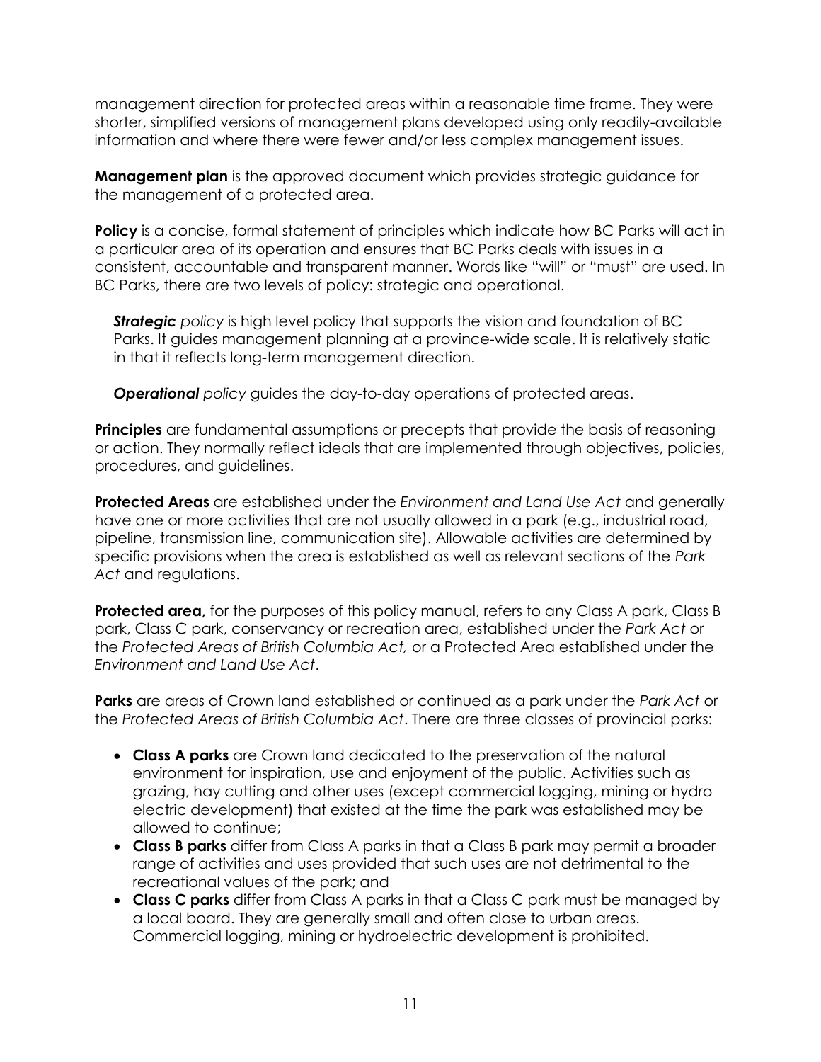management direction for protected areas within a reasonable time frame. They were shorter, simplified versions of management plans developed using only readily-available information and where there were fewer and/or less complex management issues.

**Management plan** is the approved document which provides strategic guidance for the management of a protected area.

**Policy** is a concise, formal statement of principles which indicate how BC Parks will act in a particular area of its operation and ensures that BC Parks deals with issues in a consistent, accountable and transparent manner. Words like "will" or "must" are used. In BC Parks, there are two levels of policy: strategic and operational.

***Strategic*** *policy* is high level policy that supports the vision and foundation of BC Parks. It guides management planning at a province-wide scale. It is relatively static in that it reflects long-term management direction.

***Operational*** *policy* guides the day-to-day operations of protected areas.

**Principles** are fundamental assumptions or precepts that provide the basis of reasoning or action. They normally reflect ideals that are implemented through objectives, policies, procedures, and guidelines.

**Protected Areas** are established under the *Environment and Land Use Act* and generally have one or more activities that are not usually allowed in a park (e.g., industrial road, pipeline, transmission line, communication site). Allowable activities are determined by specific provisions when the area is established as well as relevant sections of the *Park Act* and regulations.

**Protected area,** for the purposes of this policy manual, refers to any Class A park, Class B park, Class C park, conservancy or recreation area, established under the *Park Act* or the *Protected Areas of British Columbia Act,* or a Protected Area established under the *Environment and Land Use Act*.

**Parks** are areas of Crown land established or continued as a park under the *Park Act* or the *Protected Areas of British Columbia Act*. There are three classes of provincial parks:

- **Class A parks** are Crown land dedicated to the preservation of the natural environment for inspiration, use and enjoyment of the public. Activities such as grazing, hay cutting and other uses (except commercial logging, mining or hydro electric development) that existed at the time the park was established may be allowed to continue;
- **Class B parks** differ from Class A parks in that a Class B park may permit a broader range of activities and uses provided that such uses are not detrimental to the recreational values of the park; and
- **Class C parks** differ from Class A parks in that a Class C park must be managed by a local board. They are generally small and often close to urban areas. Commercial logging, mining or hydroelectric development is prohibited.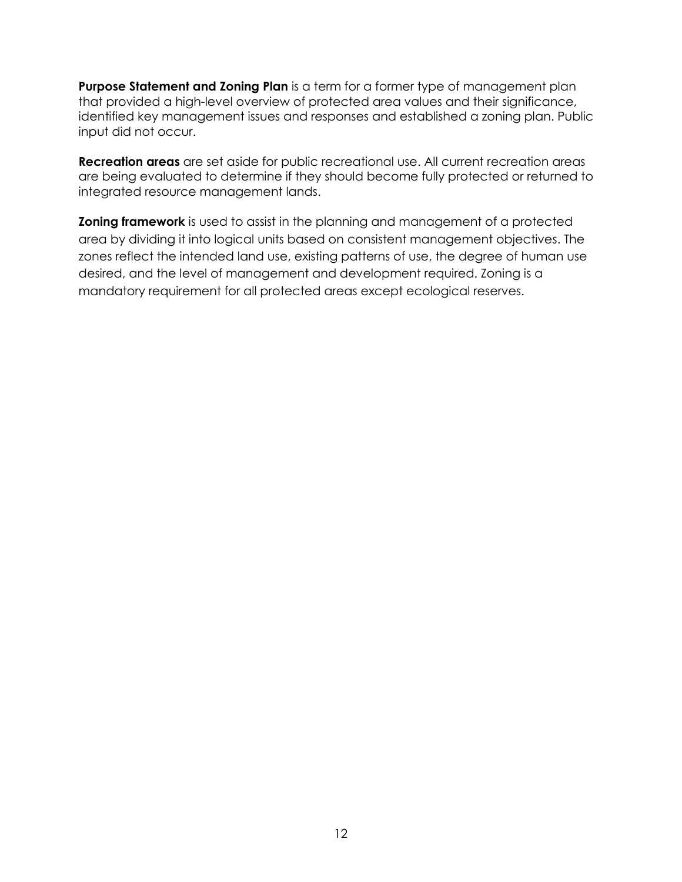**Purpose Statement and Zoning Plan** is a term for a former type of management plan that provided a high-level overview of protected area values and their significance, identified key management issues and responses and established a zoning plan. Public input did not occur.

**Recreation areas** are set aside for public recreational use. All current recreation areas are being evaluated to determine if they should become fully protected or returned to integrated resource management lands.

**Zoning framework** is used to assist in the planning and management of a protected area by dividing it into logical units based on consistent management objectives. The zones reflect the intended land use, existing patterns of use, the degree of human use desired, and the level of management and development required. Zoning is a mandatory requirement for all protected areas except ecological reserves.